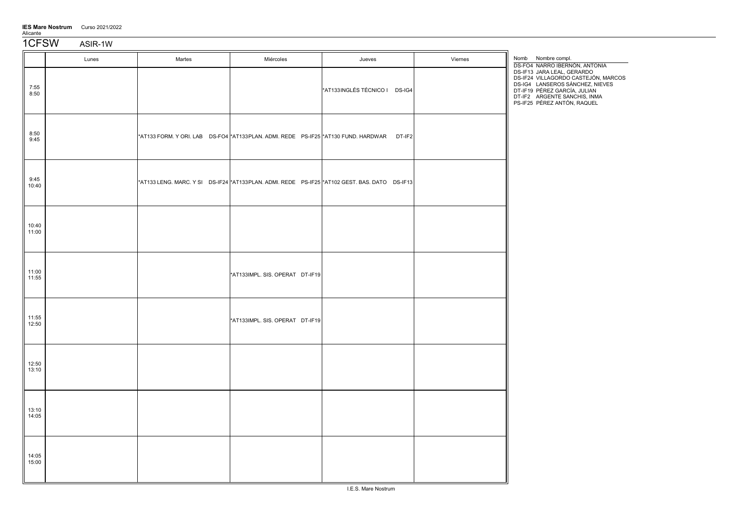**IES Mare Nostrum** Curso 2021/2022
Alicante

# 1CFSW ASIR-1W

| | Lunes | Martes | Miércoles | Jueves | Viernes |
|---|---|---|---|---|---|
| 7:55 8:50 | | | | *AT133INGLÉS TÉCNICO I DS-IG4 | |
| 8:50 9:45 | | *AT133 FORM. Y ORI. LAB DS-FO4 | *AT133PLAN. ADMI. REDE PS-IF25 | *AT130 FUND. HARDWAR DT-IF2 | |
| 9:45 10:40 | | *AT133 LENG. MARC. Y SI DS-IF24 | *AT133PLAN. ADMI. REDE PS-IF25 | *AT102 GEST. BAS. DATO DS-IF13 | |
| 10:40 11:00 | | | | | |
| 11:00 11:55 | | | *AT133IMPL. SIS. OPERAT DT-IF19 | | |
| 11:55 12:50 | | | *AT133IMPL. SIS. OPERAT DT-IF19 | | |
| 12:50 13:10 | | | | | |
| 13:10 14:05 | | | | | |
| 14:05 15:00 | | | | | |

| Nomb | Nombre compl. |
|---|---|
| DS-FO4 | NARRO IBERNÓN, ANTONIA |
| DS-IF13 | JARA LEAL, GERARDO |
| DS-IF24 | VILLAGORDO CASTEJÓN, MARCOS |
| DS-IG4 | LANSEROS SÁNCHEZ, NIEVES |
| DT-IF19 | PÉREZ GARCÍA, JULIAN |
| DT-IF2 | ARGENTE SANCHIS, INMA |
| PS-IF25 | PÉREZ ANTÓN, RAQUEL |

I.E.S. Mare Nostrum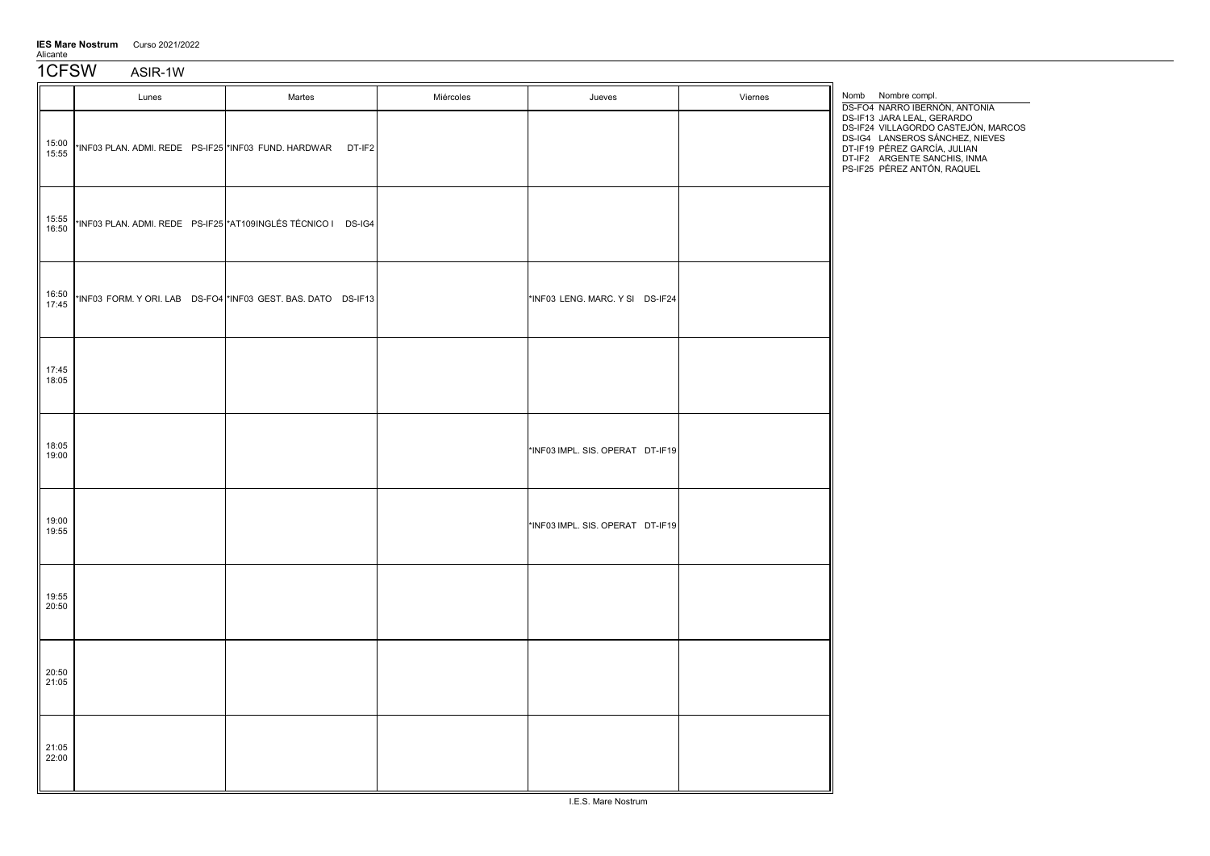**IES Mare Nostrum** Curso 2021/2022
Alicante

# 1CFSW ASIR-1W

| | Lunes | Martes | Miércoles | Jueves | Viernes |
|---|---|---|---|---|---|
| 15:00 15:55 | *INF03 PLAN. ADMI. REDE PS-IF25 | *INF03 FUND. HARDWAR DT-IF2 | | | |
| 15:55 16:50 | *INF03 PLAN. ADMI. REDE PS-IF25 | *AT109INGLÉS TÉCNICO I DS-IG4 | | | |
| 16:50 17:45 | *INF03 FORM. Y ORI. LAB DS-FO4 | *INF03 GEST. BAS. DATO DS-IF13 | | *INF03 LENG. MARC. Y SI DS-IF24 | |
| 17:45 18:05 | | | | | |
| 18:05 19:00 | | | | *INF03 IMPL. SIS. OPERAT DT-IF19 | |
| 19:00 19:55 | | | | *INF03 IMPL. SIS. OPERAT DT-IF19 | |
| 19:55 20:50 | | | | | |
| 20:50 21:05 | | | | | |
| 21:05 22:00 | | | | | |

| Nomb | Nombre compl. |
|---|---|
| DS-FO4 | NARRO IBERNÓN, ANTONIA |
| DS-IF13 | JARA LEAL, GERARDO |
| DS-IF24 | VILLAGORDO CASTEJÓN, MARCOS |
| DS-IG4 | LANSEROS SÁNCHEZ, NIEVES |
| DT-IF19 | PÉREZ GARCÍA, JULIAN |
| DT-IF2 | ARGENTE SANCHIS, INMA |
| PS-IF25 | PÉREZ ANTÓN, RAQUEL |

I.E.S. Mare Nostrum